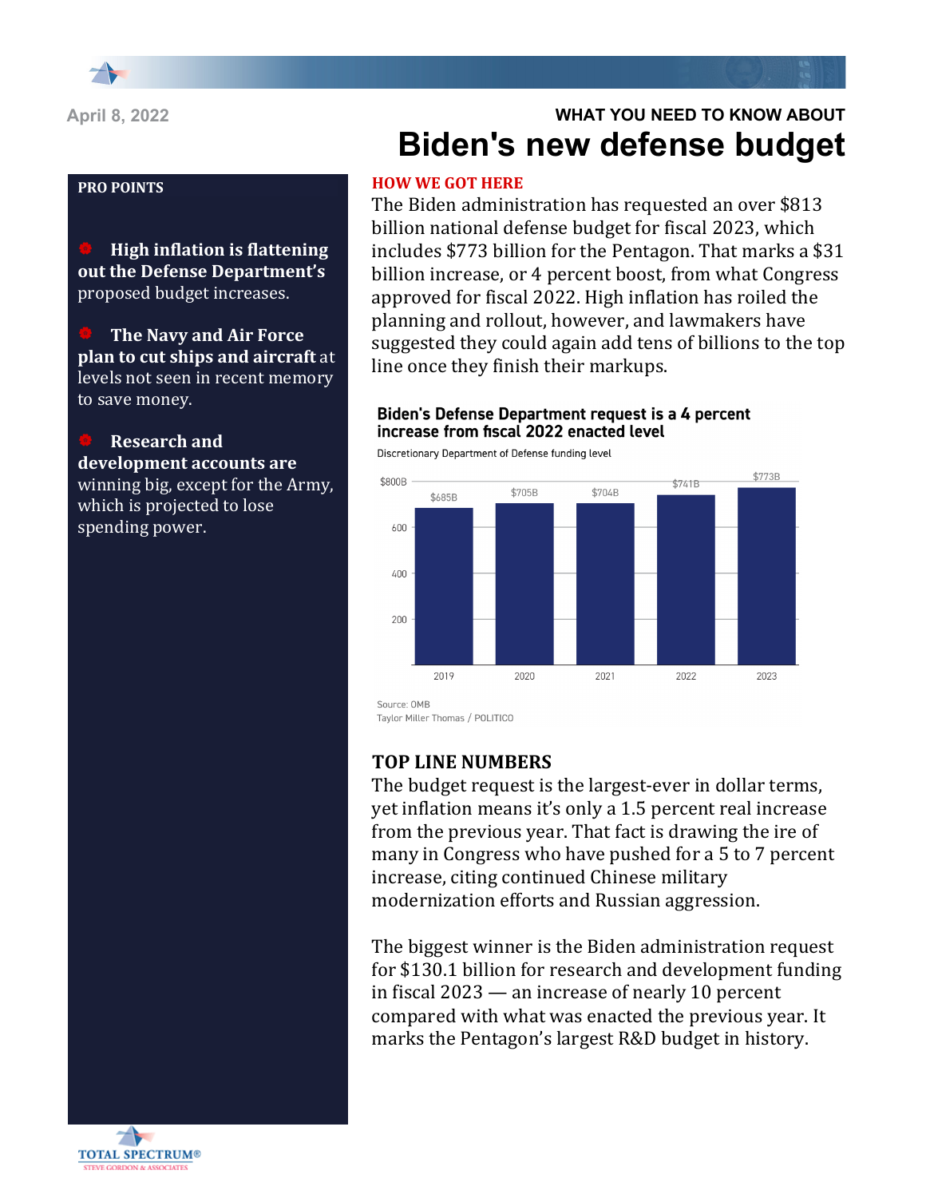April 8, 2022

WHAT YOU NEED TO KNOW ABOUT

# Biden's new defense budget

**PRO POINTS**

- **High inflation is flattening out the Defense Department's** proposed budget increases.
- **The Navy and Air Force plan to cut ships and aircraft** at levels not seen in recent memory to save money.
- **Research and development accounts are** winning big, except for the Army, which is projected to lose spending power.

## HOW WE GOT HERE

The Biden administration has requested an over $813 billion national defense budget for fiscal 2023, which includes $773 billion for the Pentagon. That marks a $31 billion increase, or 4 percent boost, from what Congress approved for fiscal 2022. High inflation has roiled the planning and rollout, however, and lawmakers have suggested they could again add tens of billions to the top line once they finish markups.

**Biden's Defense Department request is a 4 percent increase from fiscal 2022 enacted level**

Discretionary Department of Defense funding level

| Year | Funding |
|---|---|
| 2019 | $685B |
| 2020 | $705B |
| 2021 | $704B |
| 2022 | $741B |
| 2023 | $773B |

Source: OMB
Taylor Miller Thomas / POLITICO

## TOP LINE NUMBERS

The budget request is the largest-ever in dollar terms, yet inflation means it's only a 1.5 percent real increase from the previous year. That fact is drawing the ire of many in Congress who have pushed for a 5 to 7 percent increase, citing continued Chinese military modernization efforts and Russian aggression.

The biggest winner is the Biden administration request for $130.1 billion for research and development funding in fiscal 2023 — an increase of nearly 10 percent compared with what was enacted the previous year. It marks the Pentagon's largest R&D budget in history.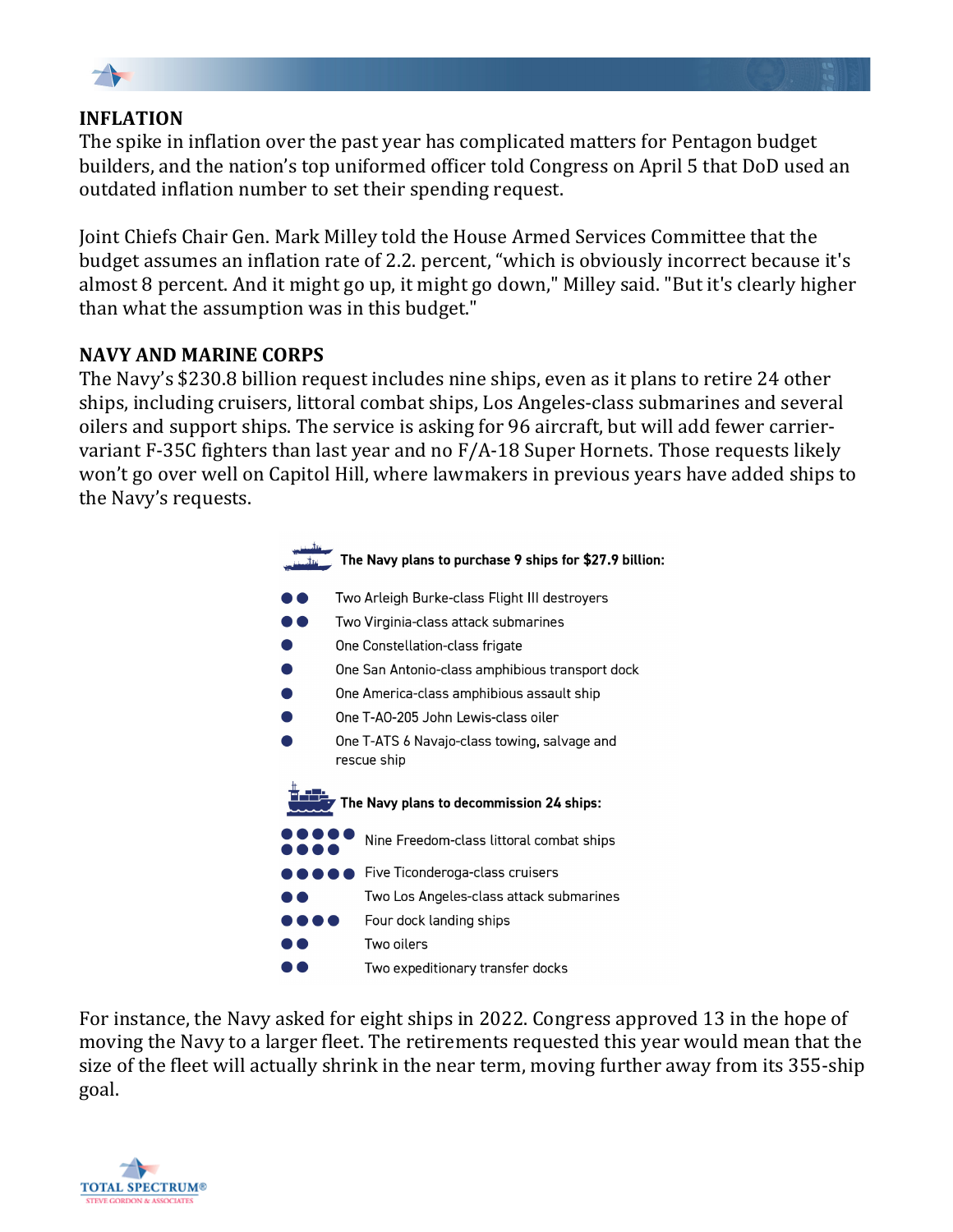## INFLATION

The spike in inflation over the past year has complicated matters for Pentagon budget builders, and the nation's top uniformed officer told Congress on April 5 that DoD used an outdated inflation number to set their spending request.

Joint Chiefs Chair Gen. Mark Milley told the House Armed Services Committee that the budget assumes an inflation rate of 2.2. percent, "which is obviously incorrect because it's almost 8 percent. And it might go up, it might go down," Milley said. "But it's clearly higher than what the assumption was in this budget."

## NAVY AND MARINE CORPS

The Navy's $230.8 billion request includes nine ships, even as it plans to retire 24 other ships, including cruisers, littoral combat ships, Los Angeles-class submarines and several oilers and support ships. The service is asking for 96 aircraft, but will add fewer carrier-variant F-35C fighters than last year and no F/A-18 Super Hornets. Those requests likely won't go over well on Capitol Hill, where lawmakers in previous years have added ships to the Navy's requests.

**The Navy plans to purchase 9 ships for $27.9 billion:**

- Two Arleigh Burke-class Flight III destroyers
- Two Virginia-class attack submarines
- One Constellation-class frigate
- One San Antonio-class amphibious transport dock
- One America-class amphibious assault ship
- One T-AO-205 John Lewis-class oiler
- One T-ATS 6 Navajo-class towing, salvage and rescue ship

**The Navy plans to decommission 24 ships:**

- Nine Freedom-class littoral combat ships
- Five Ticonderoga-class cruisers
- Two Los Angeles-class attack submarines
- Four dock landing ships
- Two oilers
- Two expeditionary transfer docks

For instance, the Navy asked for eight ships in 2022. Congress approved 13 in the hope of moving the Navy to a larger fleet. The retirements requested this year would mean that the size of the fleet will actually shrink in the near term, moving further away from its 355-ship goal.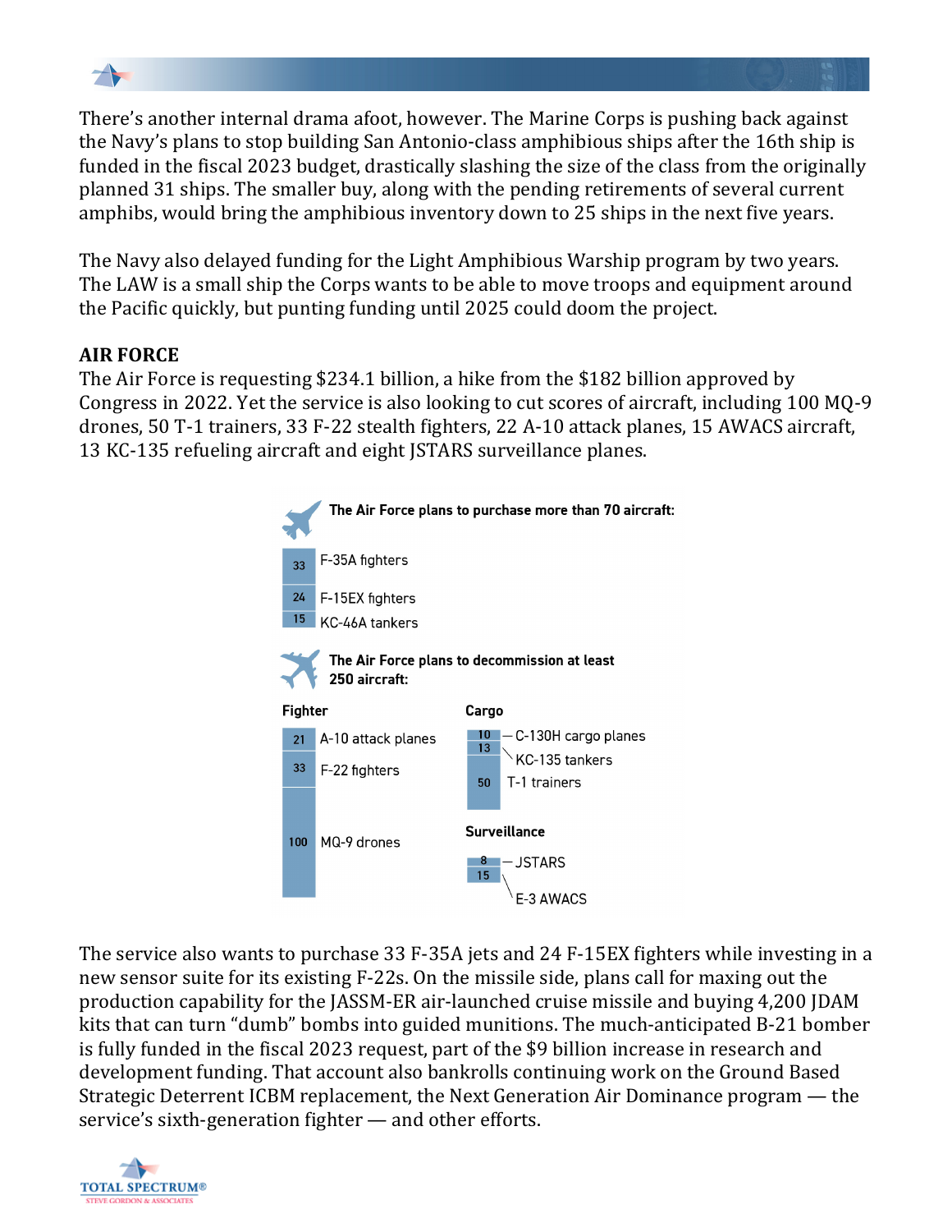There's another internal drama afoot, however. The Marine Corps is pushing back against the Navy's plans to stop building San Antonio-class amphibious ships after the 16th ship is funded in the fiscal 2023 budget, drastically slashing the size of the class from the originally planned 31 ships. The smaller buy, along with the pending retirements of several current amphibs, would bring the amphibious inventory down to 25 ships in the next five years.

The Navy also delayed funding for the Light Amphibious Warship program by two years. The LAW is a small ship the Corps wants to be able to move troops and equipment around the Pacific quickly, but punting funding until 2025 could doom the project.

**AIR FORCE**

The Air Force is requesting $234.1 billion, a hike from the $182 billion approved by Congress in 2022. Yet the service is also looking to cut scores of aircraft, including 100 MQ-9 drones, 50 T-1 trainers, 33 F-22 stealth fighters, 22 A-10 attack planes, 15 AWACS aircraft, 13 KC-135 refueling aircraft and eight JSTARS surveillance planes.

**The Air Force plans to purchase more than 70 aircraft:**

- 33 F-35A fighters
- 24 F-15EX fighters
- 15 KC-46A tankers

**The Air Force plans to decommission at least 250 aircraft:**

**Fighter**

- 21 A-10 attack planes
- 33 F-22 fighters
- 100 MQ-9 drones

**Cargo**

- 10 C-130H cargo planes
- 13 KC-135 tankers
- 50 T-1 trainers

**Surveillance**

- 8 JSTARS
- 15 E-3 AWACS

The service also wants to purchase 33 F-35A jets and 24 F-15EX fighters while investing in a new sensor suite for its existing F-22s. On the missile side, plans call for maxing out the production capability for the JASSM-ER air-launched cruise missile and buying 4,200 JDAM kits that can turn "dumb" bombs into guided munitions. The much-anticipated B-21 bomber is fully funded in the fiscal 2023 request, part of the $9 billion increase in research and development funding. That account also bankrolls continuing work on the Ground Based Strategic Deterrent ICBM replacement, the Next Generation Air Dominance program — the service's sixth-generation fighter — and other efforts.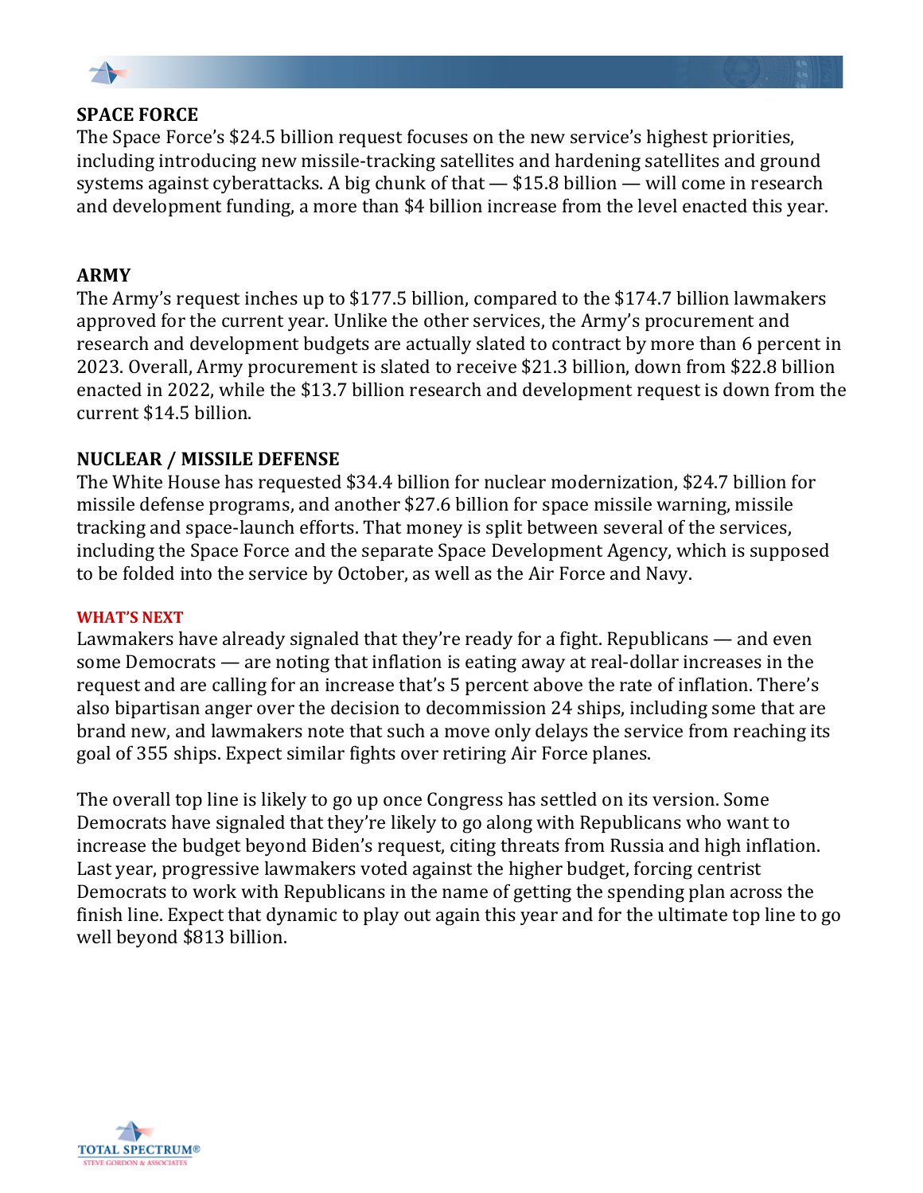### SPACE FORCE

The Space Force's $24.5 billion request focuses on the new service's highest priorities, including introducing new missile-tracking satellites and hardening satellites and ground systems against cyberattacks. A big chunk of that — $15.8 billion — will come in research and development funding, a more than $4 billion increase from the level enacted this year.

### ARMY

The Army's request inches up to $177.5 billion, compared to the $174.7 billion lawmakers approved for the current year. Unlike the other services, the Army's procurement and research and development budgets are actually slated to contract by more than 6 percent in 2023. Overall, Army procurement is slated to receive $21.3 billion, down from $22.8 billion enacted in 2022, while the $13.7 billion research and development request is down from the current $14.5 billion.

### NUCLEAR / MISSILE DEFENSE

The White House has requested $34.4 billion for nuclear modernization, $24.7 billion for missile defense programs, and another $27.6 billion for space missile warning, missile tracking and space-launch efforts. That money is split between several of the services, including the Space Force and the separate Space Development Agency, which is supposed to be folded into the service by October, as well as the Air Force and Navy.

#### WHAT'S NEXT

Lawmakers have already signaled that they're ready for a fight. Republicans — and even some Democrats — are noting that inflation is eating away at real-dollar increases in the request and are calling for an increase that's 5 percent above the rate of inflation. There's also bipartisan anger over the decision to decommission 24 ships, including some that are brand new, and lawmakers note that such a move only delays the service from reaching its goal of 355 ships. Expect similar fights over retiring Air Force planes.

The overall top line is likely to go up once Congress has settled on its version. Some Democrats have signaled that they're likely to go along with Republicans who want to increase the budget beyond Biden's request, citing threats from Russia and high inflation. Last year, progressive lawmakers voted against the higher budget, forcing centrist Democrats to work with Republicans in the name of getting the spending plan across the finish line. Expect that dynamic to play out again this year and for the ultimate top line to go well beyond $813 billion.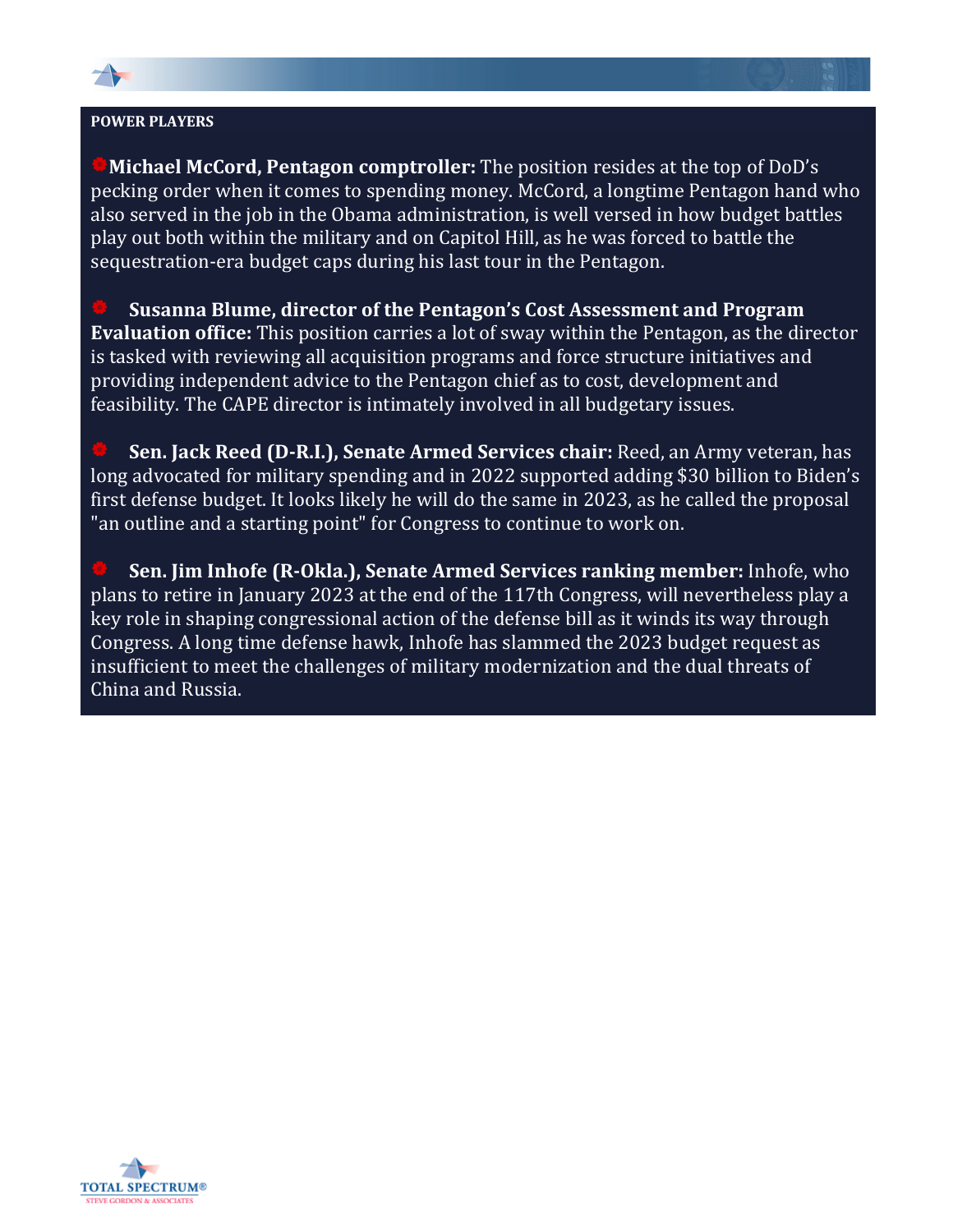**POWER PLAYERS**

- **Michael McCord, Pentagon comptroller:** The position resides at the top of DoD's pecking order when it comes to spending money. McCord, a longtime Pentagon hand who also served in the job in the Obama administration, is well versed in how budget battles play out both within the military and on Capitol Hill, as he was forced to battle the sequestration-era budget caps during his last tour in the Pentagon.

- **Susanna Blume, director of the Pentagon's Cost Assessment and Program Evaluation office:** This position carries a lot of sway within the Pentagon, as the director is tasked with reviewing all acquisition programs and force structure initiatives and providing independent advice to the Pentagon chief as to cost, development and feasibility. The CAPE director is intimately involved in all budgetary issues.

- **Sen. Jack Reed (D-R.I.), Senate Armed Services chair:** Reed, an Army veteran, has long advocated for military spending and in 2022 supported adding $30 billion to Biden's first defense budget. It looks likely he will do the same in 2023, as he called the proposal "an outline and a starting point" for Congress to continue to work on.

- **Sen. Jim Inhofe (R-Okla.), Senate Armed Services ranking member:** Inhofe, who plans to retire in January 2023 at the end of the 117th Congress, will nevertheless play a key role in shaping congressional action of the defense bill as it winds its way through Congress. A long time defense hawk, Inhofe has slammed the 2023 budget request as insufficient to meet the challenges of military modernization and the dual threats of China and Russia.